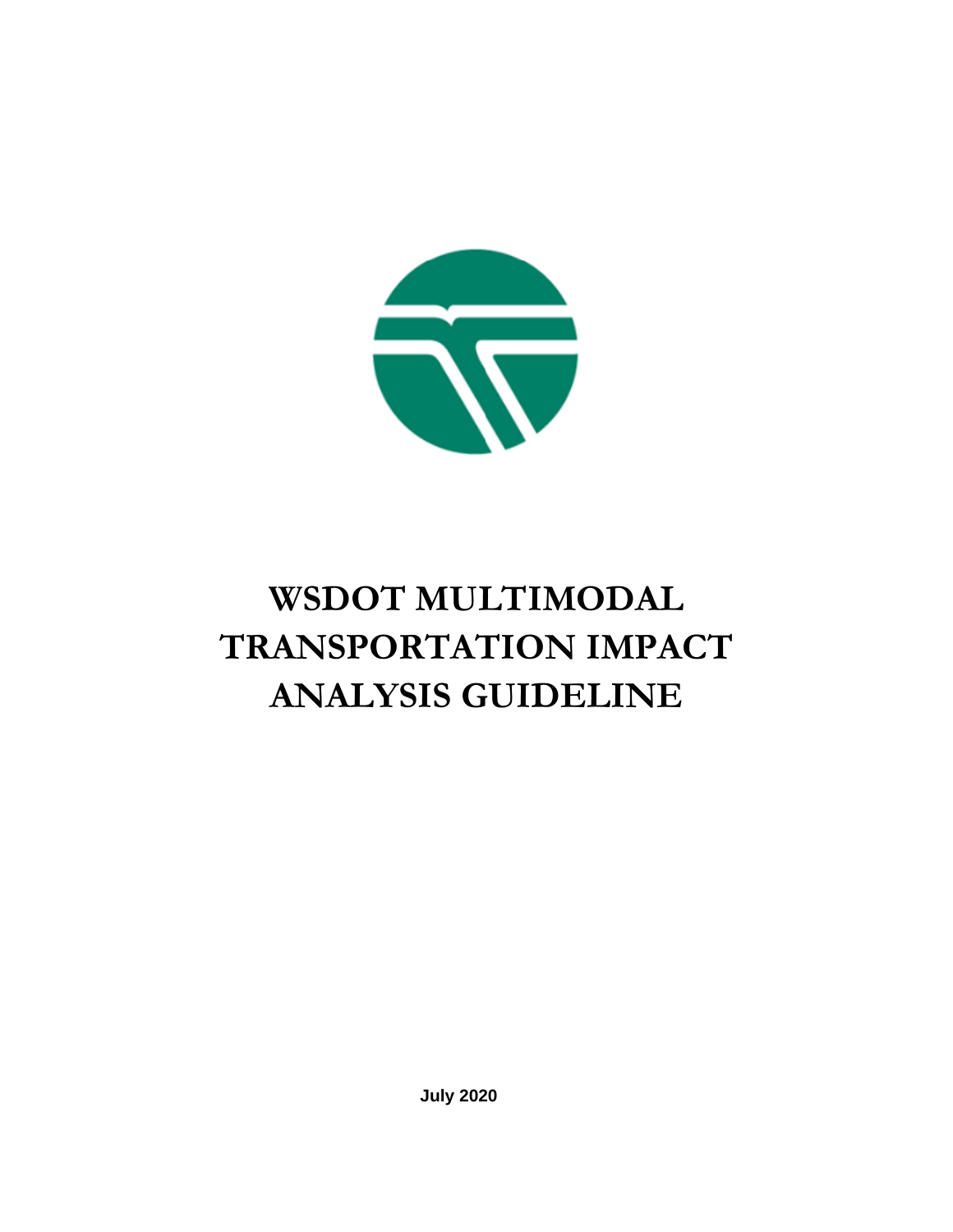# WSDOT MULTIMODAL TRANSPORTATION IMPACT ANALYSIS GUIDELINE

**July 2020**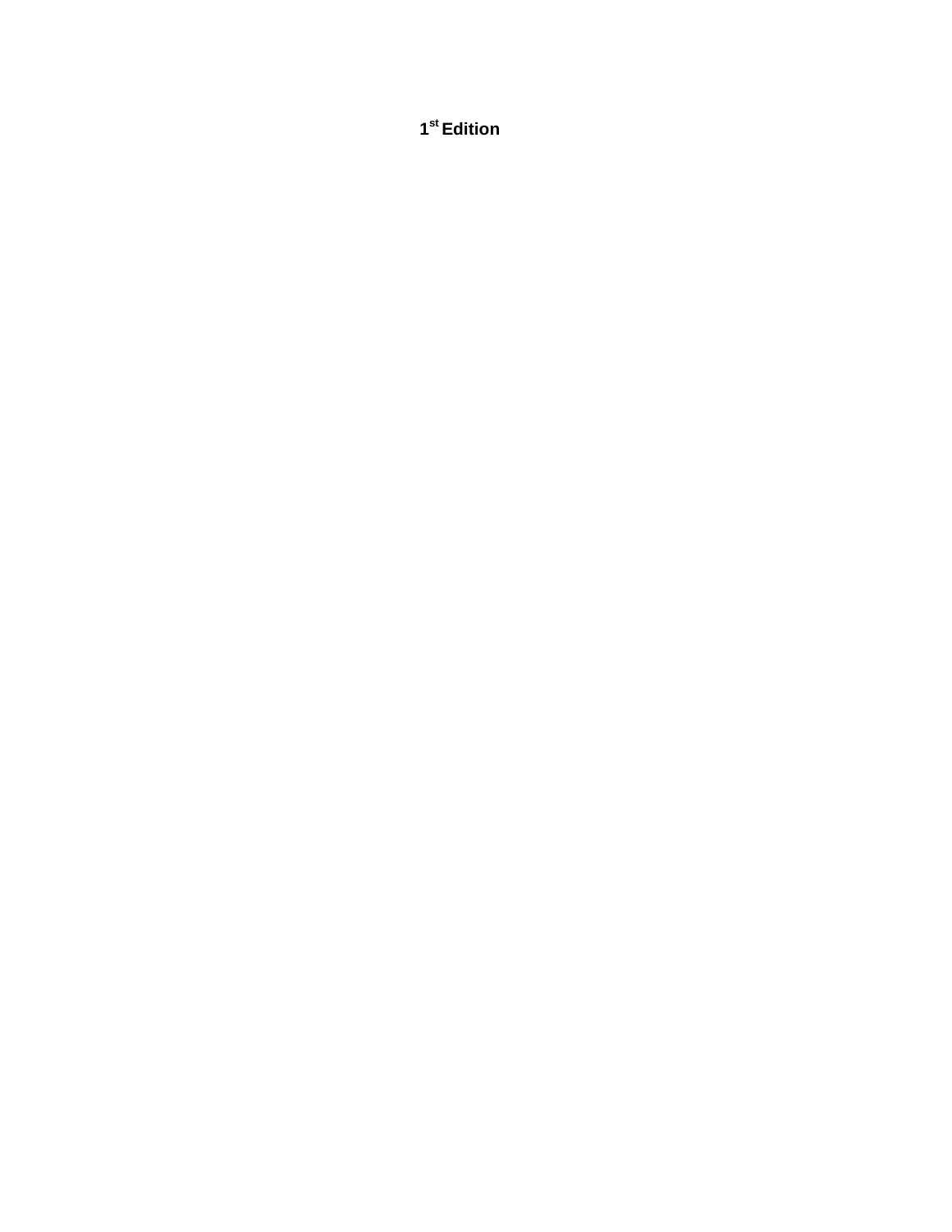**1st Edition**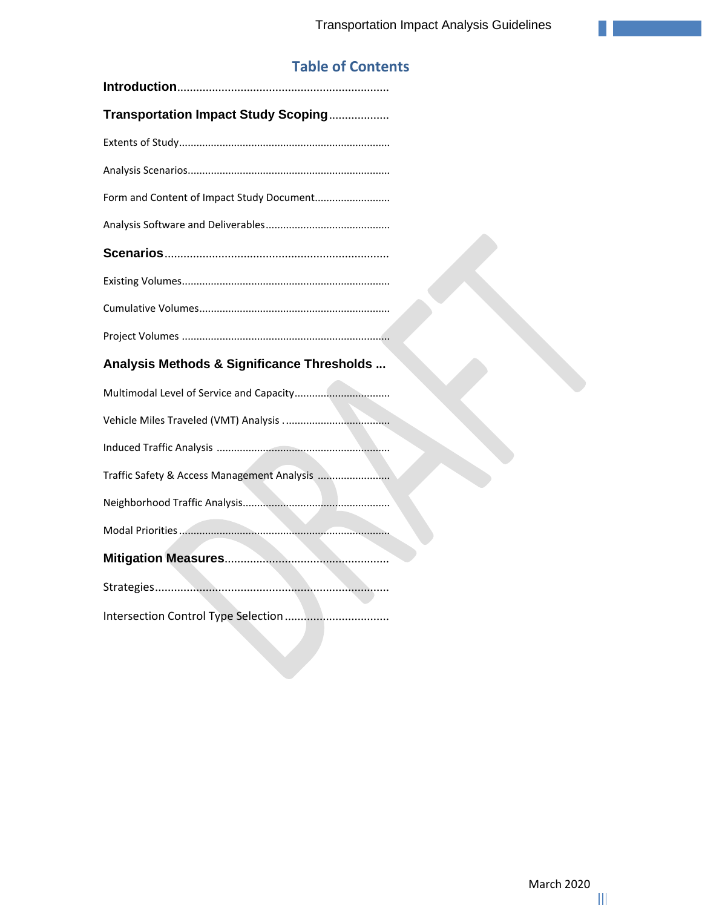## Table of Contents

**Introduction**

**Transportation Impact Study Scoping**

- Extents of Study
- Analysis Scenarios
- Form and Content of Impact Study Document
- Analysis Software and Deliverables

**Scenarios**

- Existing Volumes
- Cumulative Volumes
- Project Volumes

**Analysis Methods & Significance Thresholds**

- Multimodal Level of Service and Capacity
- Vehicle Miles Traveled (VMT) Analysis
- Induced Traffic Analysis
- Traffic Safety & Access Management Analysis
- Neighborhood Traffic Analysis
- Modal Priorities

**Mitigation Measures**

- Strategies
- Intersection Control Type Selection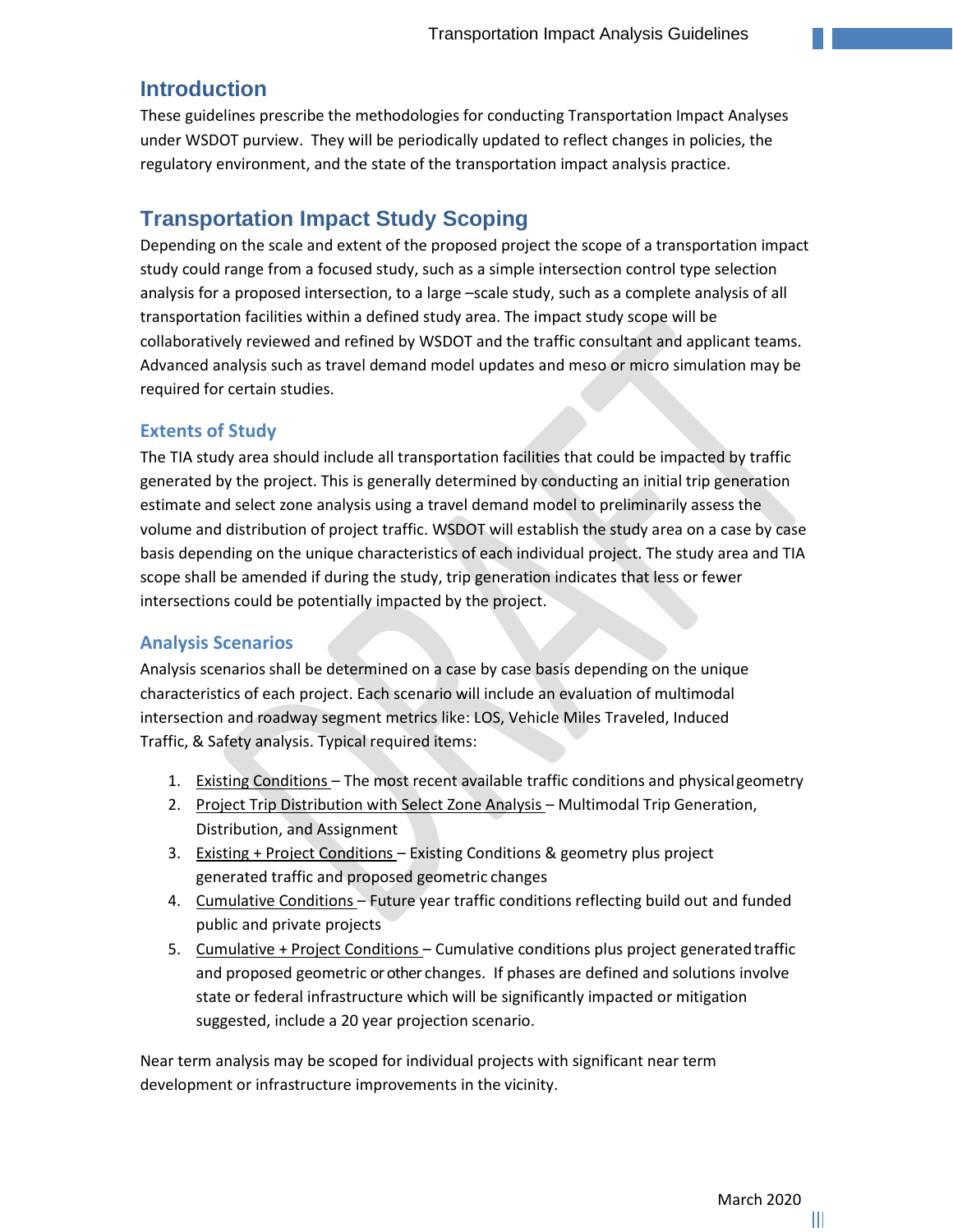## Introduction

These guidelines prescribe the methodologies for conducting Transportation Impact Analyses under WSDOT purview. They will be periodically updated to reflect changes in policies, the regulatory environment, and the state of the transportation impact analysis practice.

## Transportation Impact Study Scoping

Depending on the scale and extent of the proposed project the scope of a transportation impact study could range from a focused study, such as a simple intersection control type selection analysis for a proposed intersection, to a large –scale study, such as a complete analysis of all transportation facilities within a defined study area. The impact study scope will be collaboratively reviewed and refined by WSDOT and the traffic consultant and applicant teams. Advanced analysis such as travel demand model updates and meso or micro simulation may be required for certain studies.

### Extents of Study

The TIA study area should include all transportation facilities that could be impacted by traffic generated by the project. This is generally determined by conducting an initial trip generation estimate and select zone analysis using a travel demand model to preliminarily assess the volume and distribution of project traffic. WSDOT will establish the study area on a case by case basis depending on the unique characteristics of each individual project. The study area and TIA scope shall be amended if during the study, trip generation indicates that less or fewer intersections could be potentially impacted by the project.

### Analysis Scenarios

Analysis scenarios shall be determined on a case by case basis depending on the unique characteristics of each project. Each scenario will include an evaluation of multimodal intersection and roadway segment metrics like: LOS, Vehicle Miles Traveled, Induced Traffic, & Safety analysis. Typical required items:

1. Existing Conditions – The most recent available traffic conditions and physical geometry
2. Project Trip Distribution with Select Zone Analysis – Multimodal Trip Generation, Distribution, and Assignment
3. Existing + Project Conditions – Existing Conditions & geometry plus project generated traffic and proposed geometric changes
4. Cumulative Conditions – Future year traffic conditions reflecting build out and funded public and private projects
5. Cumulative + Project Conditions – Cumulative conditions plus project generated traffic and proposed geometric or other changes. If phases are defined and solutions involve state or federal infrastructure which will be significantly impacted or mitigation suggested, include a 20 year projection scenario.

Near term analysis may be scoped for individual projects with significant near term development or infrastructure improvements in the vicinity.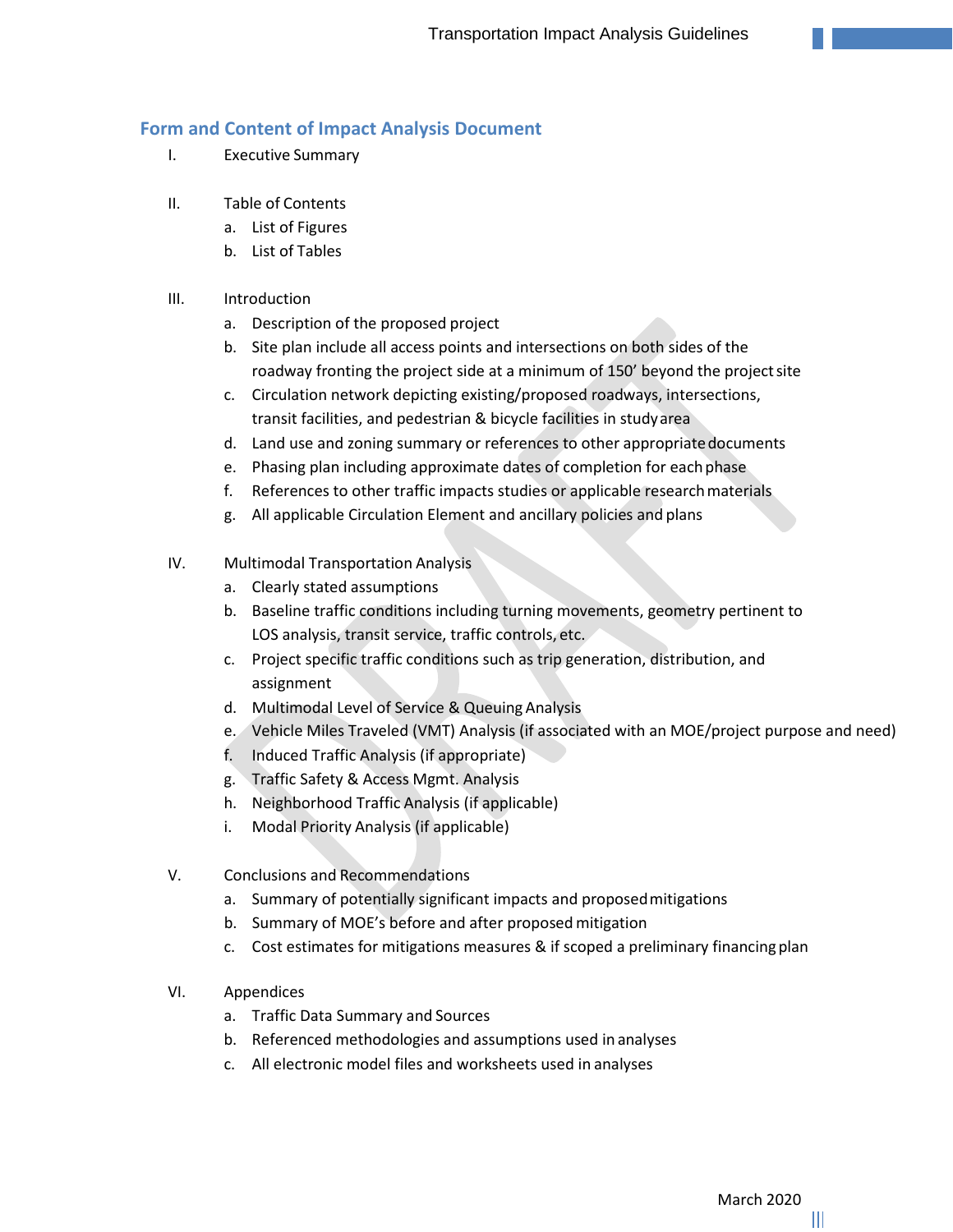## Form and Content of Impact Analysis Document

I. Executive Summary

II. Table of Contents
   a. List of Figures
   b. List of Tables

III. Introduction
   a. Description of the proposed project
   b. Site plan include all access points and intersections on both sides of the roadway fronting the project side at a minimum of 150' beyond the project site
   c. Circulation network depicting existing/proposed roadways, intersections, transit facilities, and pedestrian & bicycle facilities in study area
   d. Land use and zoning summary or references to other appropriate documents
   e. Phasing plan including approximate dates of completion for each phase
   f. References to other traffic impacts studies or applicable research materials
   g. All applicable Circulation Element and ancillary policies and plans

IV. Multimodal Transportation Analysis
   a. Clearly stated assumptions
   b. Baseline traffic conditions including turning movements, geometry pertinent to LOS analysis, transit service, traffic controls, etc.
   c. Project specific traffic conditions such as trip generation, distribution, and assignment
   d. Multimodal Level of Service & Queuing Analysis
   e. Vehicle Miles Traveled (VMT) Analysis (if associated with an MOE/project purpose and need)
   f. Induced Traffic Analysis (if appropriate)
   g. Traffic Safety & Access Mgmt. Analysis
   h. Neighborhood Traffic Analysis (if applicable)
   i. Modal Priority Analysis (if applicable)

V. Conclusions and Recommendations
   a. Summary of potentially significant impacts and proposed mitigations
   b. Summary of MOE's before and after proposed mitigation
   c. Cost estimates for mitigations measures & if scoped a preliminary financing plan

VI. Appendices
   a. Traffic Data Summary and Sources
   b. Referenced methodologies and assumptions used in analyses
   c. All electronic model files and worksheets used in analyses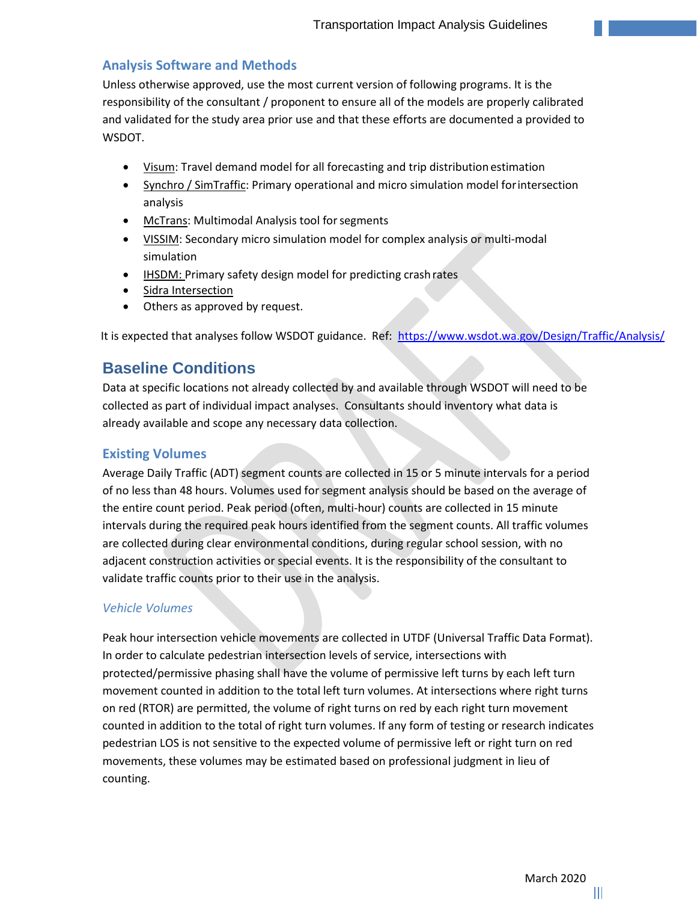### Analysis Software and Methods

Unless otherwise approved, use the most current version of following programs. It is the responsibility of the consultant / proponent to ensure all of the models are properly calibrated and validated for the study area prior use and that these efforts are documented a provided to WSDOT.

- Visum: Travel demand model for all forecasting and trip distribution estimation
- Synchro / SimTraffic: Primary operational and micro simulation model for intersection analysis
- McTrans: Multimodal Analysis tool for segments
- VISSIM: Secondary micro simulation model for complex analysis or multi-modal simulation
- IHSDM: Primary safety design model for predicting crash rates
- Sidra Intersection
- Others as approved by request.

It is expected that analyses follow WSDOT guidance. Ref: https://www.wsdot.wa.gov/Design/Traffic/Analysis/

## Baseline Conditions

Data at specific locations not already collected by and available through WSDOT will need to be collected as part of individual impact analyses. Consultants should inventory what data is already available and scope any necessary data collection.

### Existing Volumes

Average Daily Traffic (ADT) segment counts are collected in 15 or 5 minute intervals for a period of no less than 48 hours. Volumes used for segment analysis should be based on the average of the entire count period. Peak period (often, multi-hour) counts are collected in 15 minute intervals during the required peak hours identified from the segment counts. All traffic volumes are collected during clear environmental conditions, during regular school session, with no adjacent construction activities or special events. It is the responsibility of the consultant to validate traffic counts prior to their use in the analysis.

#### *Vehicle Volumes*

Peak hour intersection vehicle movements are collected in UTDF (Universal Traffic Data Format). In order to calculate pedestrian intersection levels of service, intersections with protected/permissive phasing shall have the volume of permissive left turns by each left turn movement counted in addition to the total left turn volumes. At intersections where right turns on red (RTOR) are permitted, the volume of right turns on red by each right turn movement counted in addition to the total of right turn volumes. If any form of testing or research indicates pedestrian LOS is not sensitive to the expected volume of permissive left or right turn on red movements, these volumes may be estimated based on professional judgment in lieu of counting.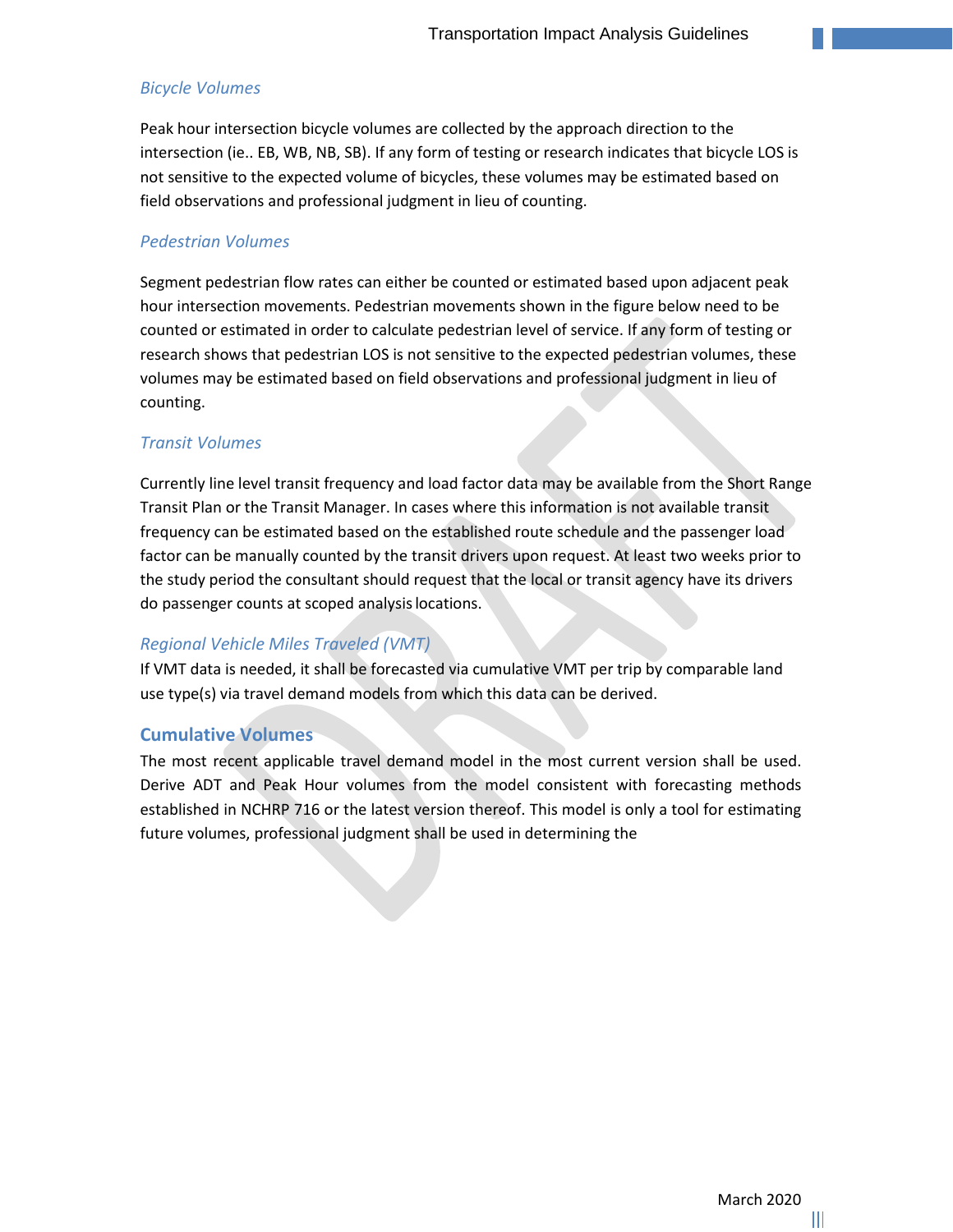### *Bicycle Volumes*

Peak hour intersection bicycle volumes are collected by the approach direction to the intersection (ie.. EB, WB, NB, SB). If any form of testing or research indicates that bicycle LOS is not sensitive to the expected volume of bicycles, these volumes may be estimated based on field observations and professional judgment in lieu of counting.

### *Pedestrian Volumes*

Segment pedestrian flow rates can either be counted or estimated based upon adjacent peak hour intersection movements. Pedestrian movements shown in the figure below need to be counted or estimated in order to calculate pedestrian level of service. If any form of testing or research shows that pedestrian LOS is not sensitive to the expected pedestrian volumes, these volumes may be estimated based on field observations and professional judgment in lieu of counting.

### *Transit Volumes*

Currently line level transit frequency and load factor data may be available from the Short Range Transit Plan or the Transit Manager. In cases where this information is not available transit frequency can be estimated based on the established route schedule and the passenger load factor can be manually counted by the transit drivers upon request. At least two weeks prior to the study period the consultant should request that the local or transit agency have its drivers do passenger counts at scoped analysis locations.

### *Regional Vehicle Miles Traveled (VMT)*

If VMT data is needed, it shall be forecasted via cumulative VMT per trip by comparable land use type(s) via travel demand models from which this data can be derived.

## Cumulative Volumes

The most recent applicable travel demand model in the most current version shall be used. Derive ADT and Peak Hour volumes from the model consistent with forecasting methods established in NCHRP 716 or the latest version thereof. This model is only a tool for estimating future volumes, professional judgment shall be used in determining the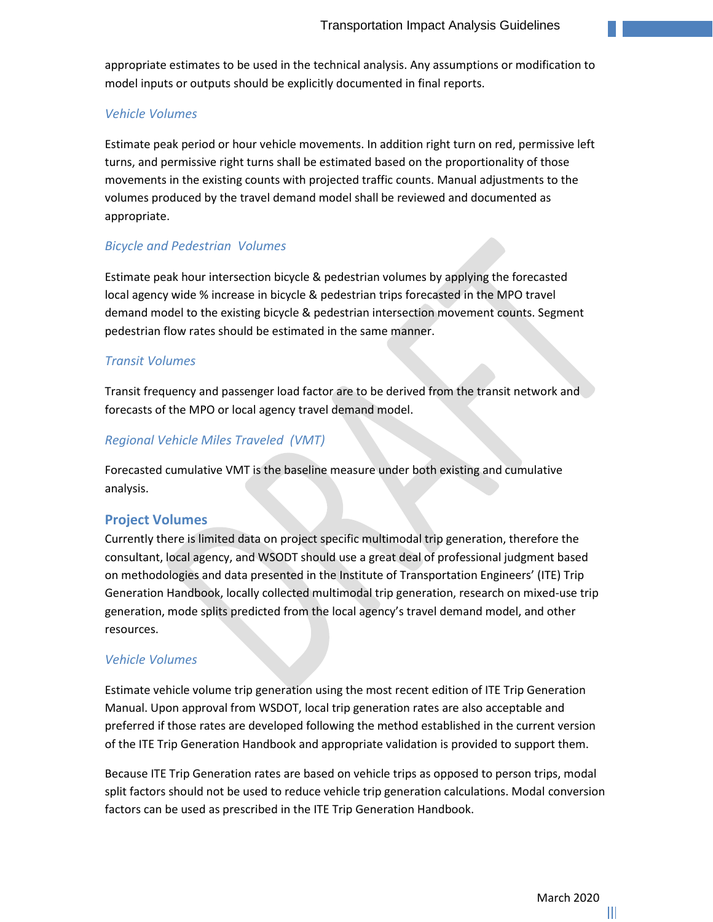appropriate estimates to be used in the technical analysis. Any assumptions or modification to model inputs or outputs should be explicitly documented in final reports.

### *Vehicle Volumes*

Estimate peak period or hour vehicle movements. In addition right turn on red, permissive left turns, and permissive right turns shall be estimated based on the proportionality of those movements in the existing counts with projected traffic counts. Manual adjustments to the volumes produced by the travel demand model shall be reviewed and documented as appropriate.

### *Bicycle and Pedestrian Volumes*

Estimate peak hour intersection bicycle & pedestrian volumes by applying the forecasted local agency wide % increase in bicycle & pedestrian trips forecasted in the MPO travel demand model to the existing bicycle & pedestrian intersection movement counts. Segment pedestrian flow rates should be estimated in the same manner.

### *Transit Volumes*

Transit frequency and passenger load factor are to be derived from the transit network and forecasts of the MPO or local agency travel demand model.

### *Regional Vehicle Miles Traveled (VMT)*

Forecasted cumulative VMT is the baseline measure under both existing and cumulative analysis.

## Project Volumes

Currently there is limited data on project specific multimodal trip generation, therefore the consultant, local agency, and WSODT should use a great deal of professional judgment based on methodologies and data presented in the Institute of Transportation Engineers' (ITE) Trip Generation Handbook, locally collected multimodal trip generation, research on mixed-use trip generation, mode splits predicted from the local agency's travel demand model, and other resources.

### *Vehicle Volumes*

Estimate vehicle volume trip generation using the most recent edition of ITE Trip Generation Manual. Upon approval from WSDOT, local trip generation rates are also acceptable and preferred if those rates are developed following the method established in the current version of the ITE Trip Generation Handbook and appropriate validation is provided to support them.

Because ITE Trip Generation rates are based on vehicle trips as opposed to person trips, modal split factors should not be used to reduce vehicle trip generation calculations. Modal conversion factors can be used as prescribed in the ITE Trip Generation Handbook.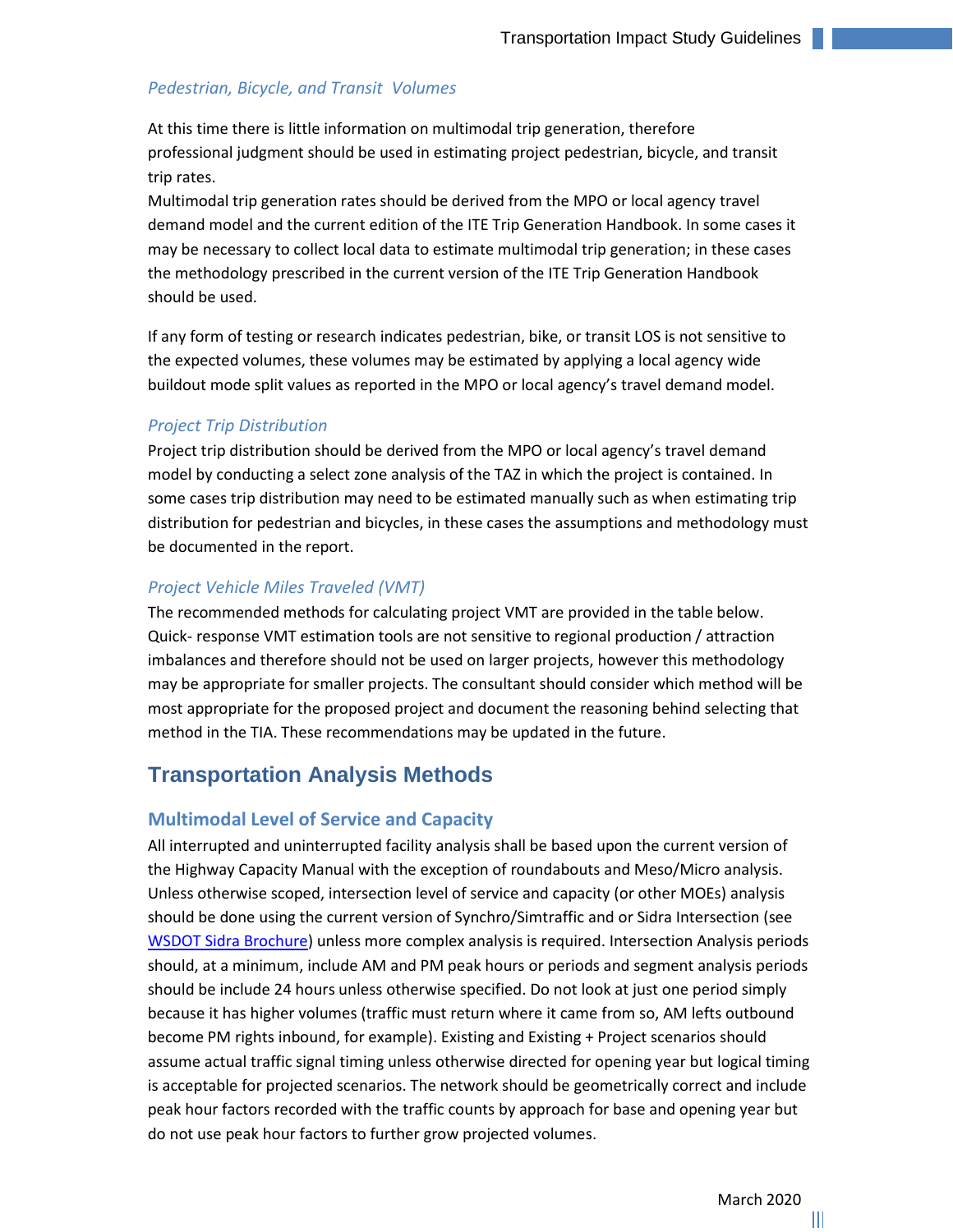*Pedestrian, Bicycle, and Transit Volumes*

At this time there is little information on multimodal trip generation, therefore professional judgment should be used in estimating project pedestrian, bicycle, and transit trip rates.
Multimodal trip generation rates should be derived from the MPO or local agency travel demand model and the current edition of the ITE Trip Generation Handbook. In some cases it may be necessary to collect local data to estimate multimodal trip generation; in these cases the methodology prescribed in the current version of the ITE Trip Generation Handbook should be used.

If any form of testing or research indicates pedestrian, bike, or transit LOS is not sensitive to the expected volumes, these volumes may be estimated by applying a local agency wide buildout mode split values as reported in the MPO or local agency's travel demand model.

*Project Trip Distribution*

Project trip distribution should be derived from the MPO or local agency's travel demand model by conducting a select zone analysis of the TAZ in which the project is contained. In some cases trip distribution may need to be estimated manually such as when estimating trip distribution for pedestrian and bicycles, in these cases the assumptions and methodology must be documented in the report.

*Project Vehicle Miles Traveled (VMT)*

The recommended methods for calculating project VMT are provided in the table below. Quick- response VMT estimation tools are not sensitive to regional production / attraction imbalances and therefore should not be used on larger projects, however this methodology may be appropriate for smaller projects. The consultant should consider which method will be most appropriate for the proposed project and document the reasoning behind selecting that method in the TIA. These recommendations may be updated in the future.

## Transportation Analysis Methods

### Multimodal Level of Service and Capacity

All interrupted and uninterrupted facility analysis shall be based upon the current version of the Highway Capacity Manual with the exception of roundabouts and Meso/Micro analysis. Unless otherwise scoped, intersection level of service and capacity (or other MOEs) analysis should be done using the current version of Synchro/Simtraffic and or Sidra Intersection (see [WSDOT Sidra Brochure](WSDOT Sidra Brochure)) unless more complex analysis is required. Intersection Analysis periods should, at a minimum, include AM and PM peak hours or periods and segment analysis periods should be include 24 hours unless otherwise specified. Do not look at just one period simply because it has higher volumes (traffic must return where it came from so, AM lefts outbound become PM rights inbound, for example). Existing and Existing + Project scenarios should assume actual traffic signal timing unless otherwise directed for opening year but logical timing is acceptable for projected scenarios. The network should be geometrically correct and include peak hour factors recorded with the traffic counts by approach for base and opening year but do not use peak hour factors to further grow projected volumes.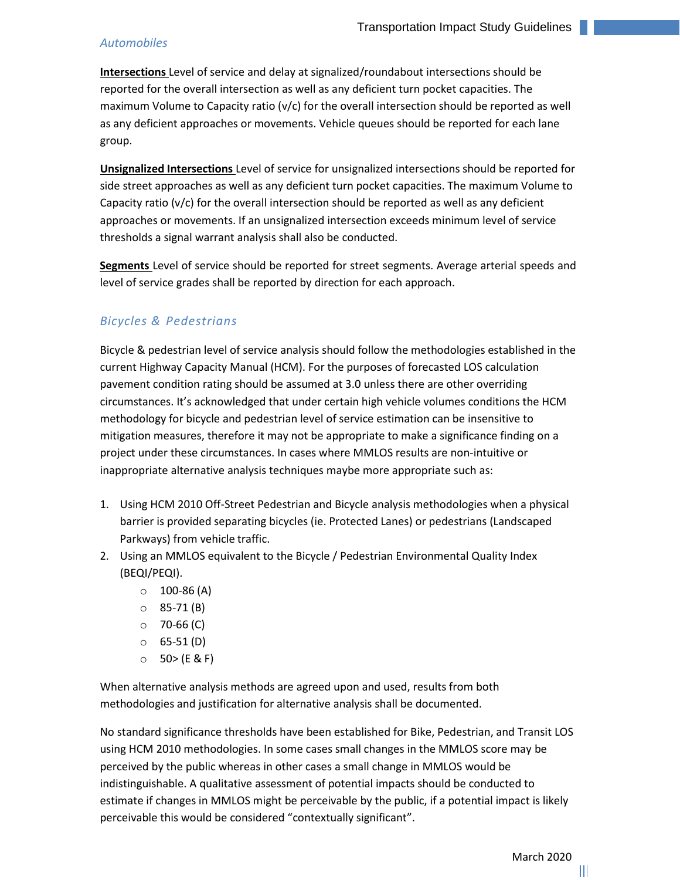### *Automobiles*

**Intersections** Level of service and delay at signalized/roundabout intersections should be reported for the overall intersection as well as any deficient turn pocket capacities. The maximum Volume to Capacity ratio (v/c) for the overall intersection should be reported as well as any deficient approaches or movements. Vehicle queues should be reported for each lane group.

**Unsignalized Intersections** Level of service for unsignalized intersections should be reported for side street approaches as well as any deficient turn pocket capacities. The maximum Volume to Capacity ratio (v/c) for the overall intersection should be reported as well as any deficient approaches or movements. If an unsignalized intersection exceeds minimum level of service thresholds a signal warrant analysis shall also be conducted.

**Segments** Level of service should be reported for street segments. Average arterial speeds and level of service grades shall be reported by direction for each approach.

### *Bicycles & Pedestrians*

Bicycle & pedestrian level of service analysis should follow the methodologies established in the current Highway Capacity Manual (HCM). For the purposes of forecasted LOS calculation pavement condition rating should be assumed at 3.0 unless there are other overriding circumstances. It's acknowledged that under certain high vehicle volumes conditions the HCM methodology for bicycle and pedestrian level of service estimation can be insensitive to mitigation measures, therefore it may not be appropriate to make a significance finding on a project under these circumstances. In cases where MMLOS results are non-intuitive or inappropriate alternative analysis techniques maybe more appropriate such as:

1. Using HCM 2010 Off-Street Pedestrian and Bicycle analysis methodologies when a physical barrier is provided separating bicycles (ie. Protected Lanes) or pedestrians (Landscaped Parkways) from vehicle traffic.
2. Using an MMLOS equivalent to the Bicycle / Pedestrian Environmental Quality Index (BEQI/PEQI).
   - 100-86 (A)
   - 85-71 (B)
   - 70-66 (C)
   - 65-51 (D)
   - 50> (E & F)

When alternative analysis methods are agreed upon and used, results from both methodologies and justification for alternative analysis shall be documented.

No standard significance thresholds have been established for Bike, Pedestrian, and Transit LOS using HCM 2010 methodologies. In some cases small changes in the MMLOS score may be perceived by the public whereas in other cases a small change in MMLOS would be indistinguishable. A qualitative assessment of potential impacts should be conducted to estimate if changes in MMLOS might be perceivable by the public, if a potential impact is likely perceivable this would be considered "contextually significant".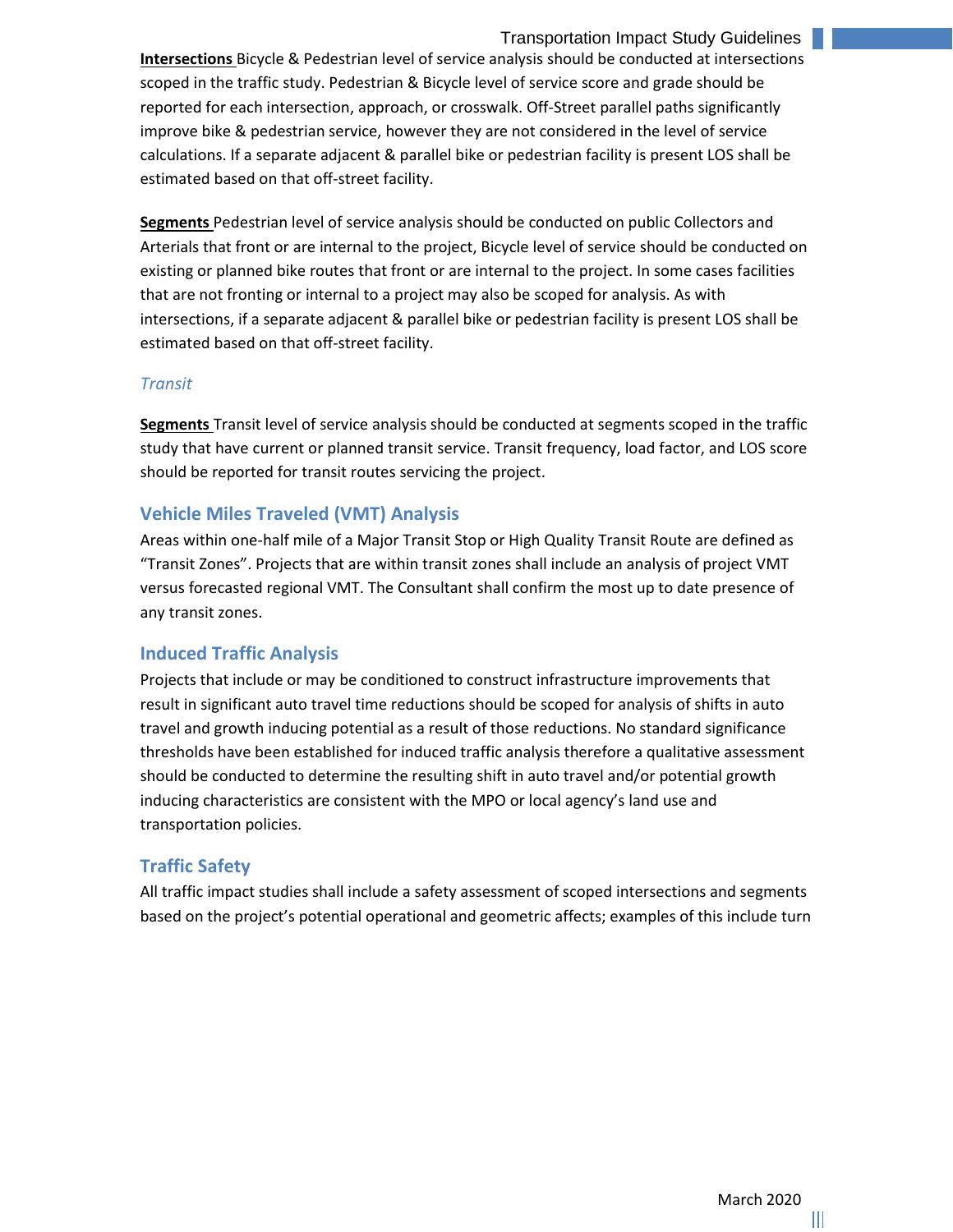**Intersections** Bicycle & Pedestrian level of service analysis should be conducted at intersections scoped in the traffic study. Pedestrian & Bicycle level of service score and grade should be reported for each intersection, approach, or crosswalk. Off-Street parallel paths significantly improve bike & pedestrian service, however they are not considered in the level of service calculations. If a separate adjacent & parallel bike or pedestrian facility is present LOS shall be estimated based on that off-street facility.

**Segments** Pedestrian level of service analysis should be conducted on public Collectors and Arterials that front or are internal to the project, Bicycle level of service should be conducted on existing or planned bike routes that front or are internal to the project. In some cases facilities that are not fronting or internal to a project may also be scoped for analysis. As with intersections, if a separate adjacent & parallel bike or pedestrian facility is present LOS shall be estimated based on that off-street facility.

#### *Transit*

**Segments** Transit level of service analysis should be conducted at segments scoped in the traffic study that have current or planned transit service. Transit frequency, load factor, and LOS score should be reported for transit routes servicing the project.

### Vehicle Miles Traveled (VMT) Analysis

Areas within one-half mile of a Major Transit Stop or High Quality Transit Route are defined as "Transit Zones". Projects that are within transit zones shall include an analysis of project VMT versus forecasted regional VMT. The Consultant shall confirm the most up to date presence of any transit zones.

### Induced Traffic Analysis

Projects that include or may be conditioned to construct infrastructure improvements that result in significant auto travel time reductions should be scoped for analysis of shifts in auto travel and growth inducing potential as a result of those reductions. No standard significance thresholds have been established for induced traffic analysis therefore a qualitative assessment should be conducted to determine the resulting shift in auto travel and/or potential growth inducing characteristics are consistent with the MPO or local agency's land use and transportation policies.

### Traffic Safety

All traffic impact studies shall include a safety assessment of scoped intersections and segments based on the project's potential operational and geometric affects; examples of this include turn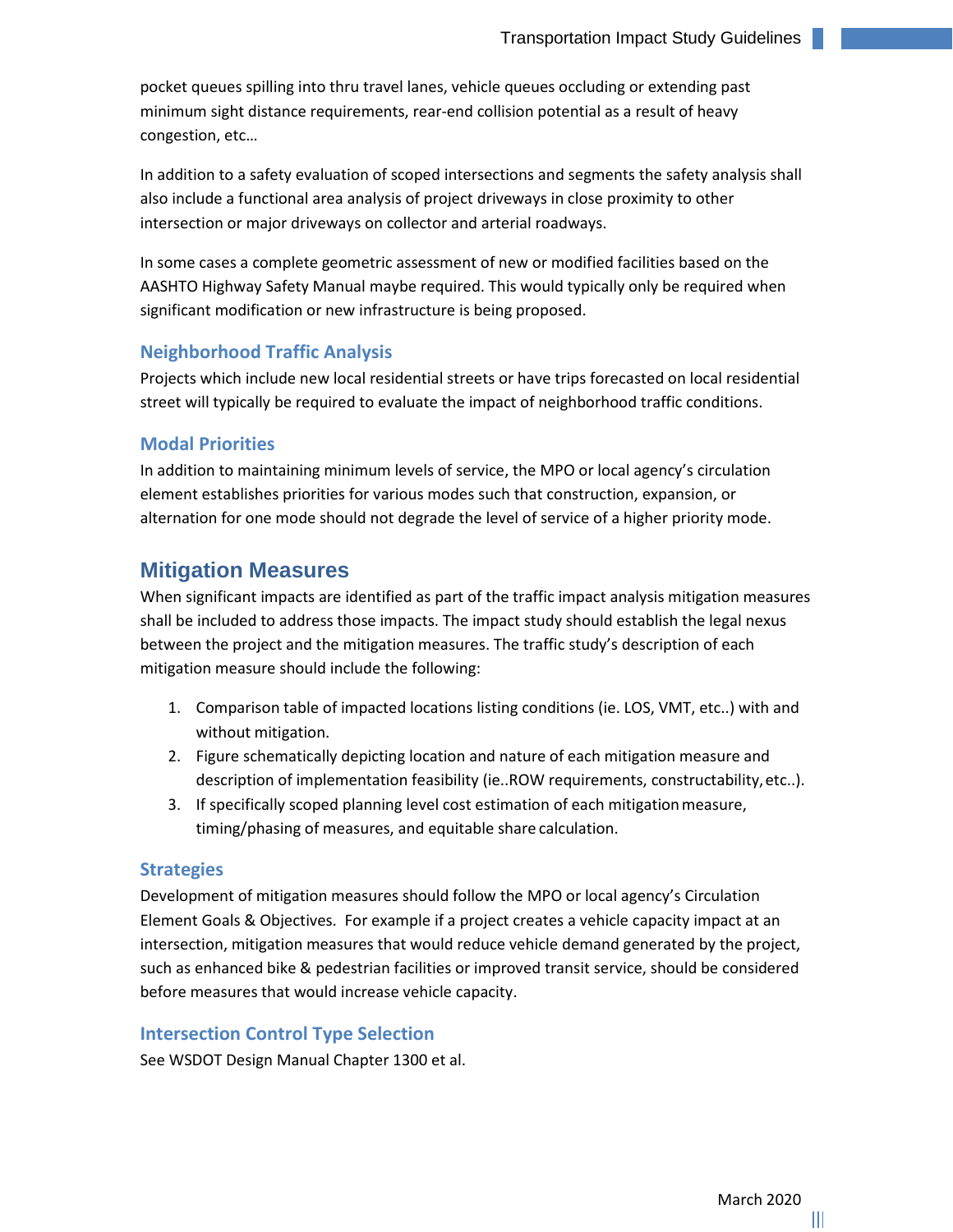pocket queues spilling into thru travel lanes, vehicle queues occluding or extending past minimum sight distance requirements, rear-end collision potential as a result of heavy congestion, etc…

In addition to a safety evaluation of scoped intersections and segments the safety analysis shall also include a functional area analysis of project driveways in close proximity to other intersection or major driveways on collector and arterial roadways.

In some cases a complete geometric assessment of new or modified facilities based on the AASHTO Highway Safety Manual maybe required. This would typically only be required when significant modification or new infrastructure is being proposed.

### Neighborhood Traffic Analysis

Projects which include new local residential streets or have trips forecasted on local residential street will typically be required to evaluate the impact of neighborhood traffic conditions.

### Modal Priorities

In addition to maintaining minimum levels of service, the MPO or local agency's circulation element establishes priorities for various modes such that construction, expansion, or alternation for one mode should not degrade the level of service of a higher priority mode.

## Mitigation Measures

When significant impacts are identified as part of the traffic impact analysis mitigation measures shall be included to address those impacts. The impact study should establish the legal nexus between the project and the mitigation measures. The traffic study's description of each mitigation measure should include the following:

1. Comparison table of impacted locations listing conditions (ie. LOS, VMT, etc..) with and without mitigation.
2. Figure schematically depicting location and nature of each mitigation measure and description of implementation feasibility (ie..ROW requirements, constructability, etc..).
3. If specifically scoped planning level cost estimation of each mitigation measure, timing/phasing of measures, and equitable share calculation.

### Strategies

Development of mitigation measures should follow the MPO or local agency's Circulation Element Goals & Objectives. For example if a project creates a vehicle capacity impact at an intersection, mitigation measures that would reduce vehicle demand generated by the project, such as enhanced bike & pedestrian facilities or improved transit service, should be considered before measures that would increase vehicle capacity.

### Intersection Control Type Selection

See WSDOT Design Manual Chapter 1300 et al.